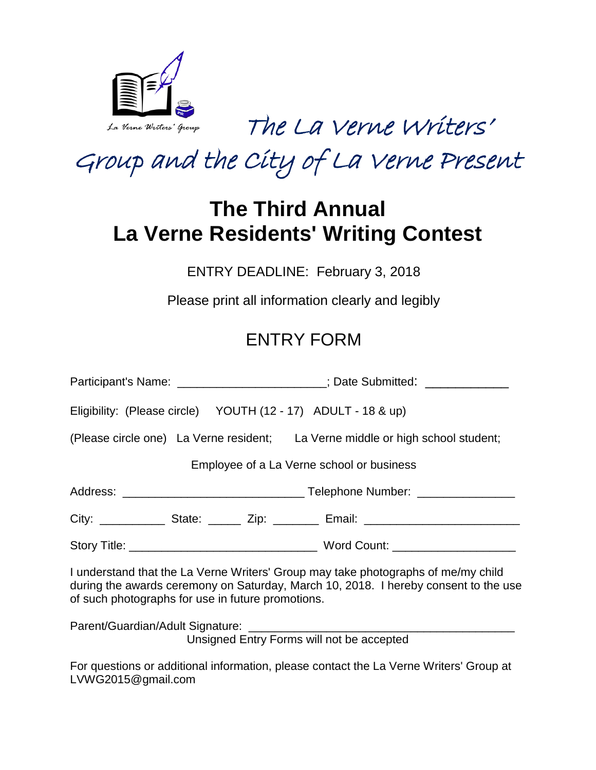La Verne Writers' Group

The La Verne Writers' Group and the City of La Verne Present

# The Third Annual
# La Verne Residents' Writing Contest

ENTRY DEADLINE: February 3, 2018

Please print all information clearly and legibly

## ENTRY FORM

Participant's Name: ______________________; Date Submitted: ____________

Eligibility: (Please circle) YOUTH (12 - 17) ADULT - 18 & up)

(Please circle one) La Verne resident; La Verne middle or high school student;

Employee of a La Verne school or business

Address: ___________________________ Telephone Number: ______________

City: __________ State: _____ Zip: _______ Email: _______________________

Story Title: ____________________________ Word Count: __________________

I understand that the La Verne Writers' Group may take photographs of me/my child during the awards ceremony on Saturday, March 10, 2018. I hereby consent to the use of such photographs for use in future promotions.

Parent/Guardian/Adult Signature: ________________________________________

Unsigned Entry Forms will not be accepted

For questions or additional information, please contact the La Verne Writers' Group at LVWG2015@gmail.com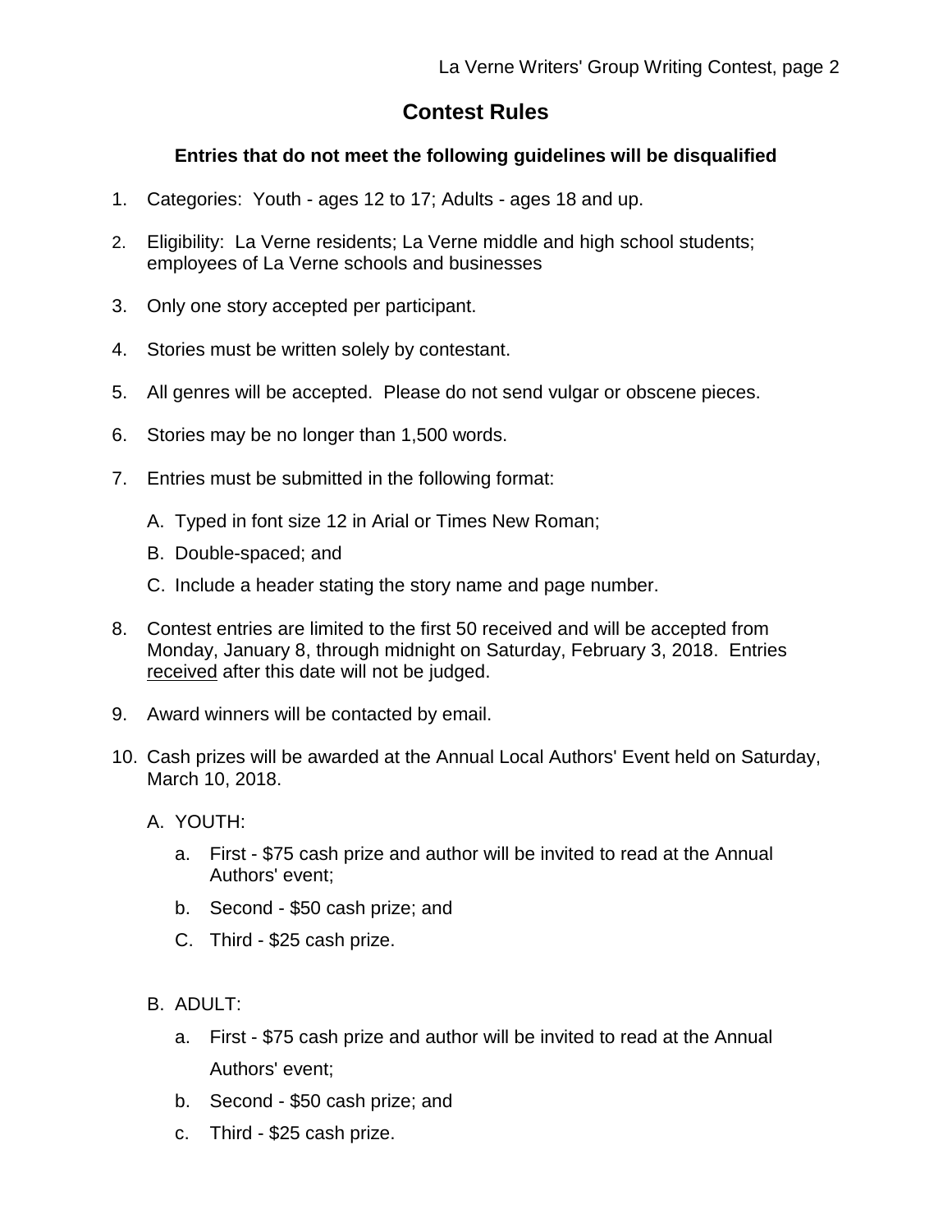## Contest Rules

**Entries that do not meet the following guidelines will be disqualified**

1. Categories: Youth - ages 12 to 17; Adults - ages 18 and up.
2. Eligibility: La Verne residents; La Verne middle and high school students; employees of La Verne schools and businesses
3. Only one story accepted per participant.
4. Stories must be written solely by contestant.
5. All genres will be accepted. Please do not send vulgar or obscene pieces.
6. Stories may be no longer than 1,500 words.
7. Entries must be submitted in the following format:

   A. Typed in font size 12 in Arial or Times New Roman;

   B. Double-spaced; and

   C. Include a header stating the story name and page number.

8. Contest entries are limited to the first 50 received and will be accepted from Monday, January 8, through midnight on Saturday, February 3, 2018. Entries <u>received</u> after this date will not be judged.
9. Award winners will be contacted by email.
10. Cash prizes will be awarded at the Annual Local Authors' Event held on Saturday, March 10, 2018.

    A. YOUTH:

       a. First - $75 cash prize and author will be invited to read at the Annual Authors' event;

       b. Second - $50 cash prize; and

       C. Third - $25 cash prize.

    B. ADULT:

       a. First - $75 cash prize and author will be invited to read at the Annual Authors' event;

       b. Second - $50 cash prize; and

       c. Third - $25 cash prize.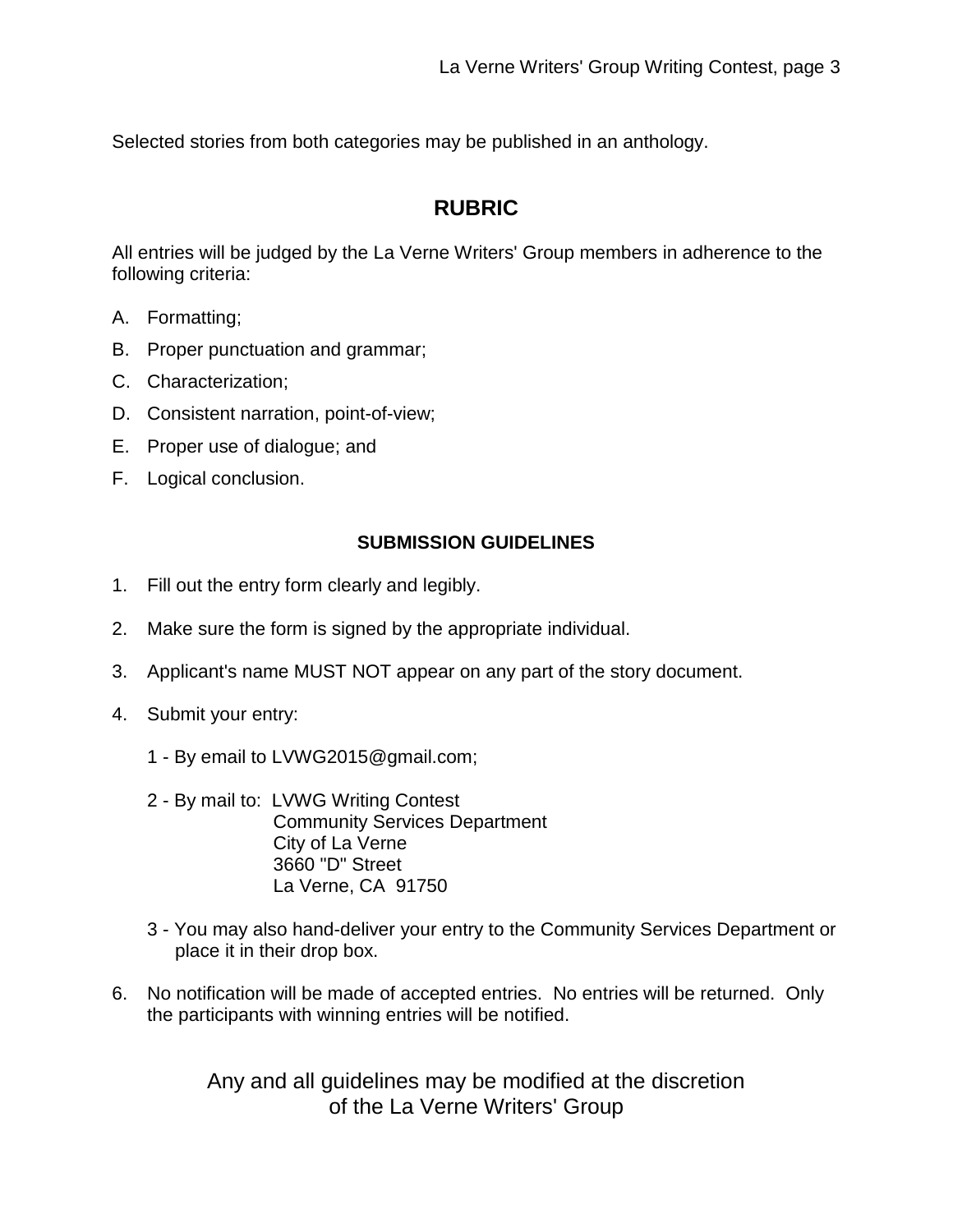Selected stories from both categories may be published in an anthology.

## RUBRIC

All entries will be judged by the La Verne Writers' Group members in adherence to the following criteria:

A. Formatting;

B. Proper punctuation and grammar;

C. Characterization;

D. Consistent narration, point-of-view;

E. Proper use of dialogue; and

F. Logical conclusion.

### SUBMISSION GUIDELINES

1. Fill out the entry form clearly and legibly.

2. Make sure the form is signed by the appropriate individual.

3. Applicant's name MUST NOT appear on any part of the story document.

4. Submit your entry:

   1 - By email to LVWG2015@gmail.com;

   2 - By mail to: LVWG Writing Contest
   Community Services Department
   City of La Verne
   3660 "D" Street
   La Verne, CA 91750

   3 - You may also hand-deliver your entry to the Community Services Department or place it in their drop box.

6. No notification will be made of accepted entries. No entries will be returned. Only the participants with winning entries will be notified.

Any and all guidelines may be modified at the discretion of the La Verne Writers' Group